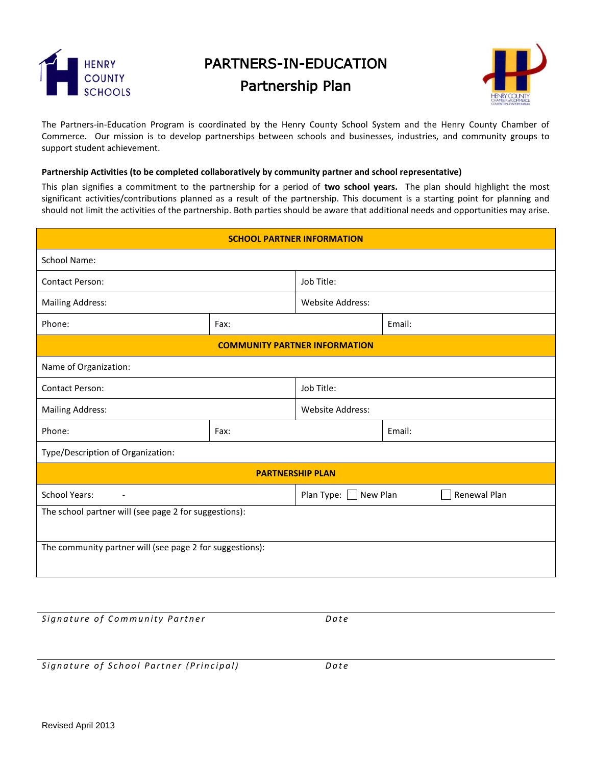HENRY COUNTY SCHOOLS

# PARTNERS-IN-EDUCATION

## Partnership Plan

HENRY COUNTY CHAMBER of COMMERCE CONVENTION & VISITORS BUREAU

The Partners-in-Education Program is coordinated by the Henry County School System and the Henry County Chamber of Commerce. Our mission is to develop partnerships between schools and businesses, industries, and community groups to support student achievement.

**Partnership Activities (to be completed collaboratively by community partner and school representative)**

This plan signifies a commitment to the partnership for a period of **two school years.** The plan should highlight the most significant activities/contributions planned as a result of the partnership. This document is a starting point for planning and should not limit the activities of the partnership. Both parties should be aware that additional needs and opportunities may arise.

| **SCHOOL PARTNER INFORMATION** | | |
|---|---|---|
| School Name: | | |
| Contact Person: | Job Title: | |
| Mailing Address: | Website Address: | |
| Phone: | Fax: | Email: |
| **COMMUNITY PARTNER INFORMATION** | | |
| Name of Organization: | | |
| Contact Person: | Job Title: | |
| Mailing Address: | Website Address: | |
| Phone: | Fax: | Email: |
| Type/Description of Organization: | | |
| **PARTNERSHIP PLAN** | | |
| School Years: - | Plan Type: ☐ New Plan | ☐ Renewal Plan |
| The school partner will (see page 2 for suggestions): | | |
| The community partner will (see page 2 for suggestions): | | |

_________________________________________________

*Signature of Community Partner* *Date*

_________________________________________________

*Signature of School Partner (Principal)* *Date*

Revised April 2013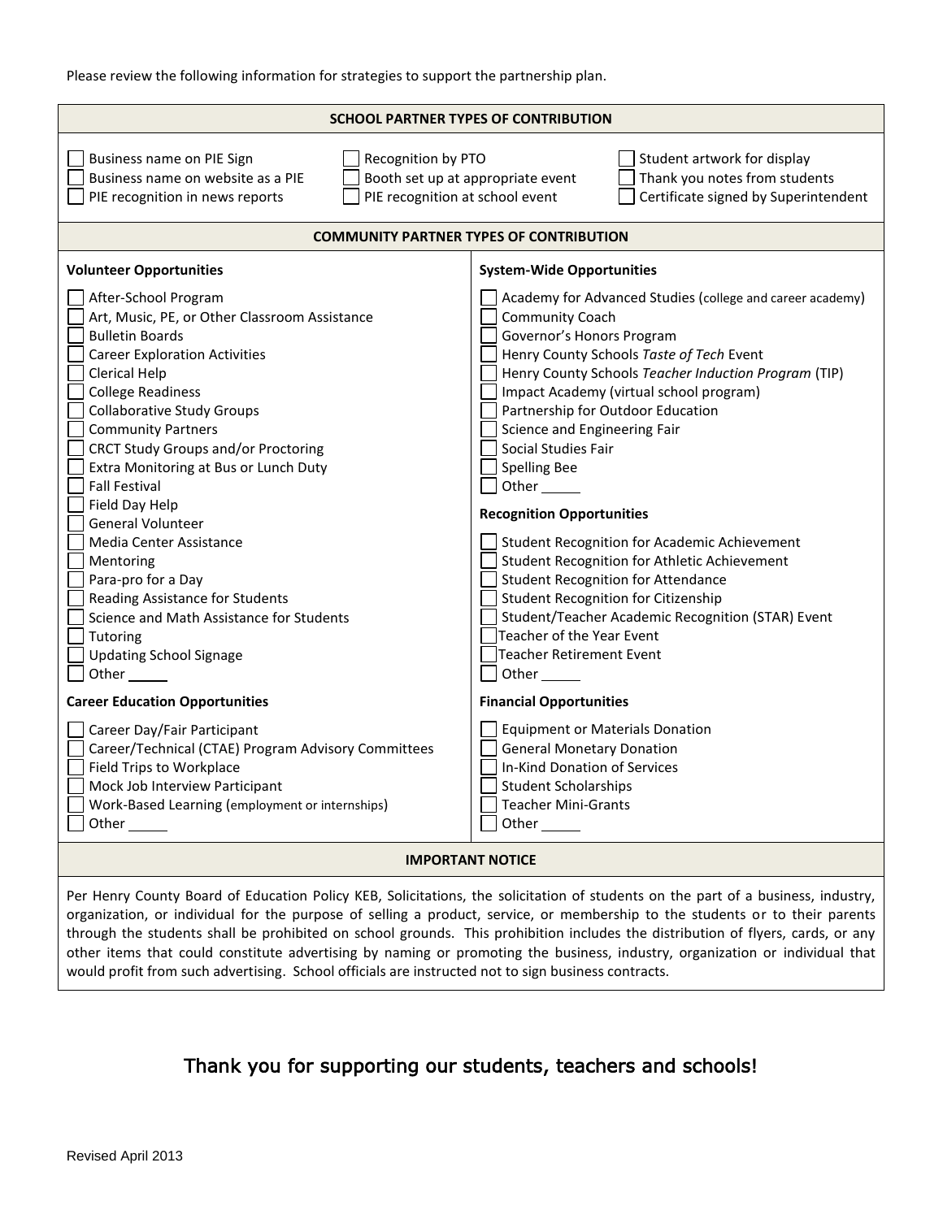Please review the following information for strategies to support the partnership plan.

## SCHOOL PARTNER TYPES OF CONTRIBUTION

- ☐ Business name on PIE Sign
- ☐ Business name on website as a PIE
- ☐ PIE recognition in news reports
- ☐ Recognition by PTO
- ☐ Booth set up at appropriate event
- ☐ PIE recognition at school event
- ☐ Student artwork for display
- ☐ Thank you notes from students
- ☐ Certificate signed by Superintendent

## COMMUNITY PARTNER TYPES OF CONTRIBUTION

### Volunteer Opportunities

- ☐ After-School Program
- ☐ Art, Music, PE, or Other Classroom Assistance
- ☐ Bulletin Boards
- ☐ Career Exploration Activities
- ☐ Clerical Help
- ☐ College Readiness
- ☐ Collaborative Study Groups
- ☐ Community Partners
- ☐ CRCT Study Groups and/or Proctoring
- ☐ Extra Monitoring at Bus or Lunch Duty
- ☐ Fall Festival
- ☐ Field Day Help
- ☐ General Volunteer
- ☐ Media Center Assistance
- ☐ Mentoring
- ☐ Para-pro for a Day
- ☐ Reading Assistance for Students
- ☐ Science and Math Assistance for Students
- ☐ Tutoring
- ☐ Updating School Signage
- ☐ Other _____

### Career Education Opportunities

- ☐ Career Day/Fair Participant
- ☐ Career/Technical (CTAE) Program Advisory Committees
- ☐ Field Trips to Workplace
- ☐ Mock Job Interview Participant
- ☐ Work-Based Learning (employment or internships)
- ☐ Other _____

### System-Wide Opportunities

- ☐ Academy for Advanced Studies (college and career academy)
- ☐ Community Coach
- ☐ Governor's Honors Program
- ☐ Henry County Schools *Taste of Tech* Event
- ☐ Henry County Schools *Teacher Induction Program* (TIP)
- ☐ Impact Academy (virtual school program)
- ☐ Partnership for Outdoor Education
- ☐ Science and Engineering Fair
- ☐ Social Studies Fair
- ☐ Spelling Bee
- ☐ Other _____

### Recognition Opportunities

- ☐ Student Recognition for Academic Achievement
- ☐ Student Recognition for Athletic Achievement
- ☐ Student Recognition for Attendance
- ☐ Student Recognition for Citizenship
- ☐ Student/Teacher Academic Recognition (STAR) Event
- ☐ Teacher of the Year Event
- ☐ Teacher Retirement Event
- ☐ Other _____

### Financial Opportunities

- ☐ Equipment or Materials Donation
- ☐ General Monetary Donation
- ☐ In-Kind Donation of Services
- ☐ Student Scholarships
- ☐ Teacher Mini-Grants
- ☐ Other _____

## IMPORTANT NOTICE

Per Henry County Board of Education Policy KEB, Solicitations, the solicitation of students on the part of a business, industry, organization, or individual for the purpose of selling a product, service, or membership to the students or to their parents through the students shall be prohibited on school grounds. This prohibition includes the distribution of flyers, cards, or any other items that could constitute advertising by naming or promoting the business, industry, organization or individual that would profit from such advertising. School officials are instructed not to sign business contracts.

## Thank you for supporting our students, teachers and schools!

Revised April 2013